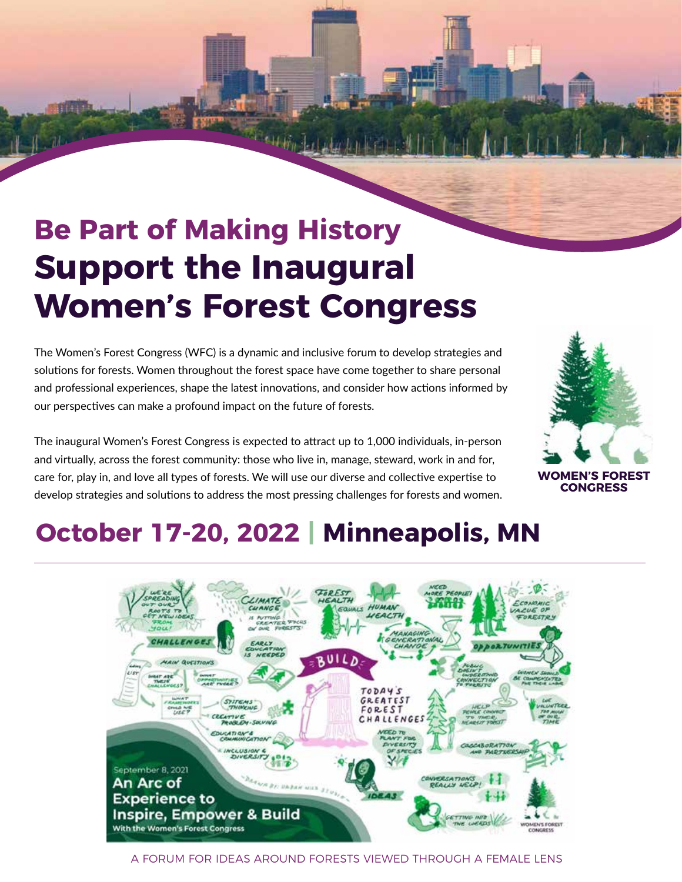# Be Part of Making History

# Support the Inaugural Women's Forest Congress

The Women's Forest Congress (WFC) is a dynamic and inclusive forum to develop strategies and solutions for forests. Women throughout the forest space have come together to share personal and professional experiences, shape the latest innovations, and consider how actions informed by our perspectives can make a profound impact on the future of forests.

The inaugural Women's Forest Congress is expected to attract up to 1,000 individuals, in-person and virtually, across the forest community: those who live in, manage, steward, work in and for, care for, play in, and love all types of forests. We will use our diverse and collective expertise to develop strategies and solutions to address the most pressing challenges for forests and women.

**WOMEN'S FOREST CONGRESS**

## October 17-20, 2022 | Minneapolis, MN

---

A FORUM FOR IDEAS AROUND FORESTS VIEWED THROUGH A FEMALE LENS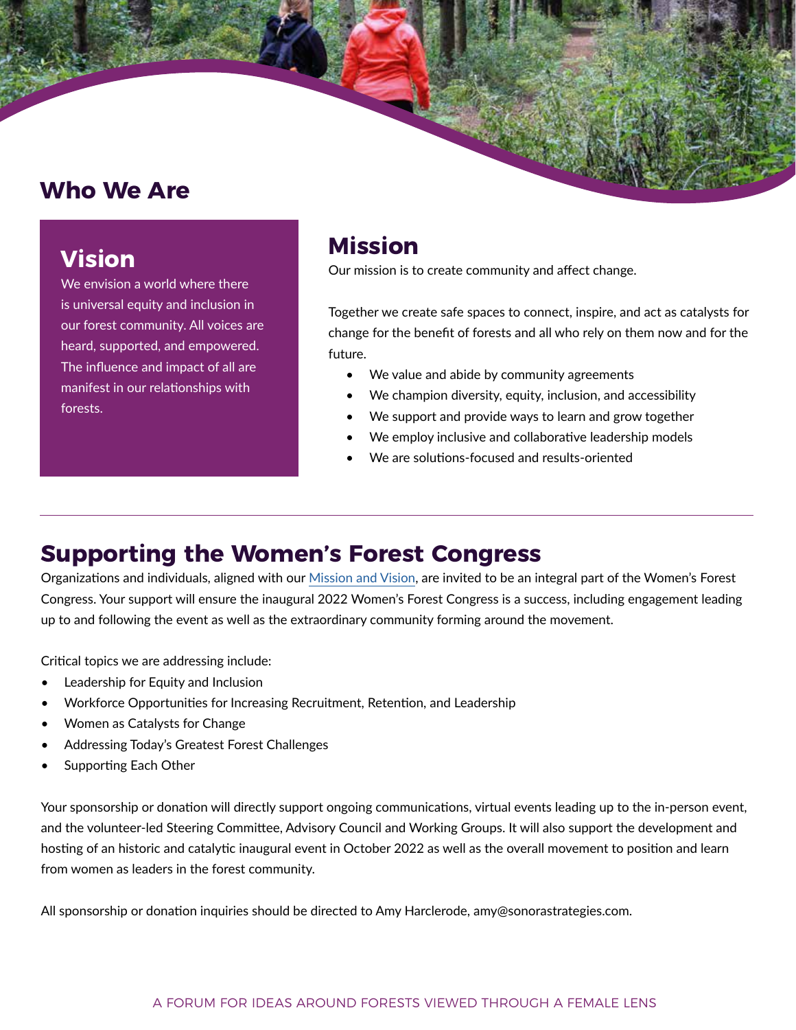## Who We Are

### Vision

We envision a world where there is universal equity and inclusion in our forest community. All voices are heard, supported, and empowered. The influence and impact of all are manifest in our relationships with forests.

### Mission

Our mission is to create community and affect change.

Together we create safe spaces to connect, inspire, and act as catalysts for change for the benefit of forests and all who rely on them now and for the future.

- We value and abide by community agreements
- We champion diversity, equity, inclusion, and accessibility
- We support and provide ways to learn and grow together
- We employ inclusive and collaborative leadership models
- We are solutions-focused and results-oriented

---

## Supporting the Women's Forest Congress

Organizations and individuals, aligned with our Mission and Vision, are invited to be an integral part of the Women's Forest Congress. Your support will ensure the inaugural 2022 Women's Forest Congress is a success, including engagement leading up to and following the event as well as the extraordinary community forming around the movement.

Critical topics we are addressing include:

- Leadership for Equity and Inclusion
- Workforce Opportunities for Increasing Recruitment, Retention, and Leadership
- Women as Catalysts for Change
- Addressing Today's Greatest Forest Challenges
- Supporting Each Other

Your sponsorship or donation will directly support ongoing communications, virtual events leading up to the in-person event, and the volunteer-led Steering Committee, Advisory Council and Working Groups. It will also support the development and hosting of an historic and catalytic inaugural event in October 2022 as well as the overall movement to position and learn from women as leaders in the forest community.

All sponsorship or donation inquiries should be directed to Amy Harclerode, amy@sonorastrategies.com.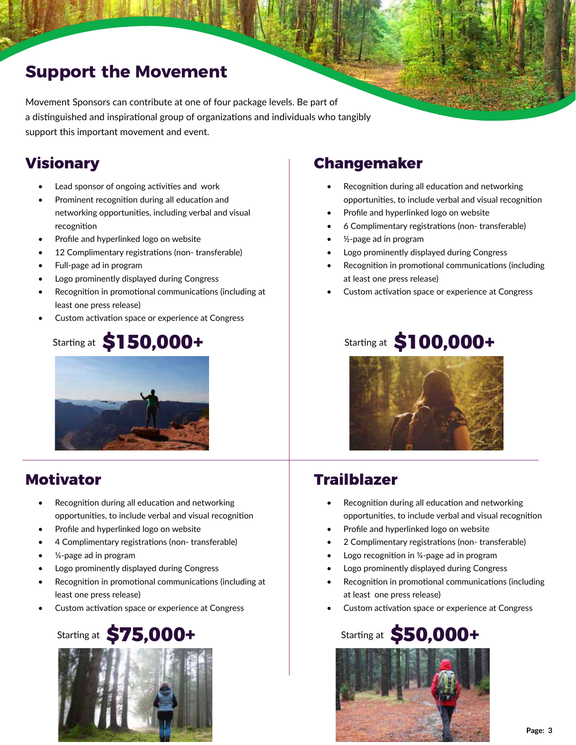# Support the Movement

Movement Sponsors can contribute at one of four package levels. Be part of a distinguished and inspirational group of organizations and individuals who tangibly support this important movement and event.

## Visionary

- Lead sponsor of ongoing activities and work
- Prominent recognition during all education and networking opportunities, including verbal and visual recognition
- Profile and hyperlinked logo on website
- 12 Complimentary registrations (non- transferable)
- Full-page ad in program
- Logo prominently displayed during Congress
- Recognition in promotional communications (including at least one press release)
- Custom activation space or experience at Congress

Starting at **$150,000+**

## Changemaker

- Recognition during all education and networking opportunities, to include verbal and visual recognition
- Profile and hyperlinked logo on website
- 6 Complimentary registrations (non- transferable)
- ½-page ad in program
- Logo prominently displayed during Congress
- Recognition in promotional communications (including at least one press release)
- Custom activation space or experience at Congress

Starting at **$100,000+**

## Motivator

- Recognition during all education and networking opportunities, to include verbal and visual recognition
- Profile and hyperlinked logo on website
- 4 Complimentary registrations (non- transferable)
- ¼-page ad in program
- Logo prominently displayed during Congress
- Recognition in promotional communications (including at least one press release)
- Custom activation space or experience at Congress

Starting at **$75,000+**

## Trailblazer

- Recognition during all education and networking opportunities, to include verbal and visual recognition
- Profile and hyperlinked logo on website
- 2 Complimentary registrations (non- transferable)
- Logo recognition in ¼-page ad in program
- Logo prominently displayed during Congress
- Recognition in promotional communications (including at least one press release)
- Custom activation space or experience at Congress

Starting at **$50,000+**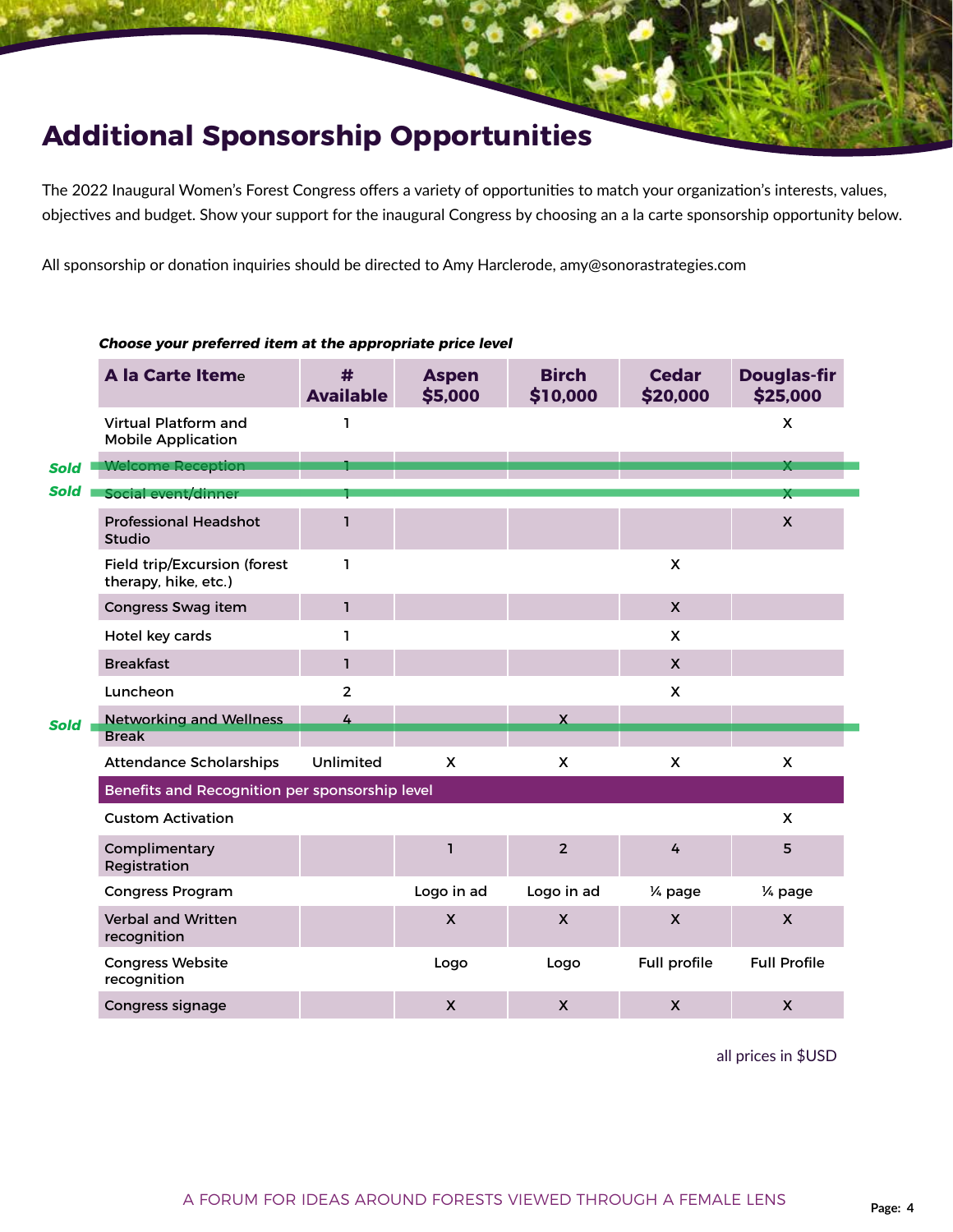## Additional Sponsorship Opportunities

The 2022 Inaugural Women's Forest Congress offers a variety of opportunities to match your organization's interests, values, objectives and budget. Show your support for the inaugural Congress by choosing an a la carte sponsorship opportunity below.

All sponsorship or donation inquiries should be directed to Amy Harclerode, amy@sonorastrategies.com

***Choose your preferred item at the appropriate price level***

| | A la Carte Iteme | # Available | Aspen $5,000 | Birch $10,000 | Cedar $20,000 | Douglas-fir $25,000 |
|---|---|---|---|---|---|---|
| | Virtual Platform and Mobile Application | 1 | | | | X |
| *Sold* | ~~Welcome Reception~~ | ~~1~~ | | | | ~~X~~ |
| *Sold* | ~~Social event/dinner~~ | ~~1~~ | | | | ~~X~~ |
| | Professional Headshot Studio | 1 | | | | X |
| | Field trip/Excursion (forest therapy, hike, etc.) | 1 | | | X | |
| | Congress Swag item | 1 | | | X | |
| | Hotel key cards | 1 | | | X | |
| | Breakfast | 1 | | | X | |
| | Luncheon | 2 | | | X | |
| *Sold* | ~~Networking and Wellness Break~~ | ~~4~~ | | ~~X~~ | | |
| | Attendance Scholarships | Unlimited | X | X | X | X |
| | **Benefits and Recognition per sponsorship level** | | | | | |
| | Custom Activation | | | | | X |
| | Complimentary Registration | | 1 | 2 | 4 | 5 |
| | Congress Program | | Logo in ad | Logo in ad | ¼ page | ¼ page |
| | Verbal and Written recognition | | X | X | X | X |
| | Congress Website recognition | | Logo | Logo | Full profile | Full Profile |
| | Congress signage | | X | X | X | X |

all prices in $USD

A FORUM FOR IDEAS AROUND FORESTS VIEWED THROUGH A FEMALE LENS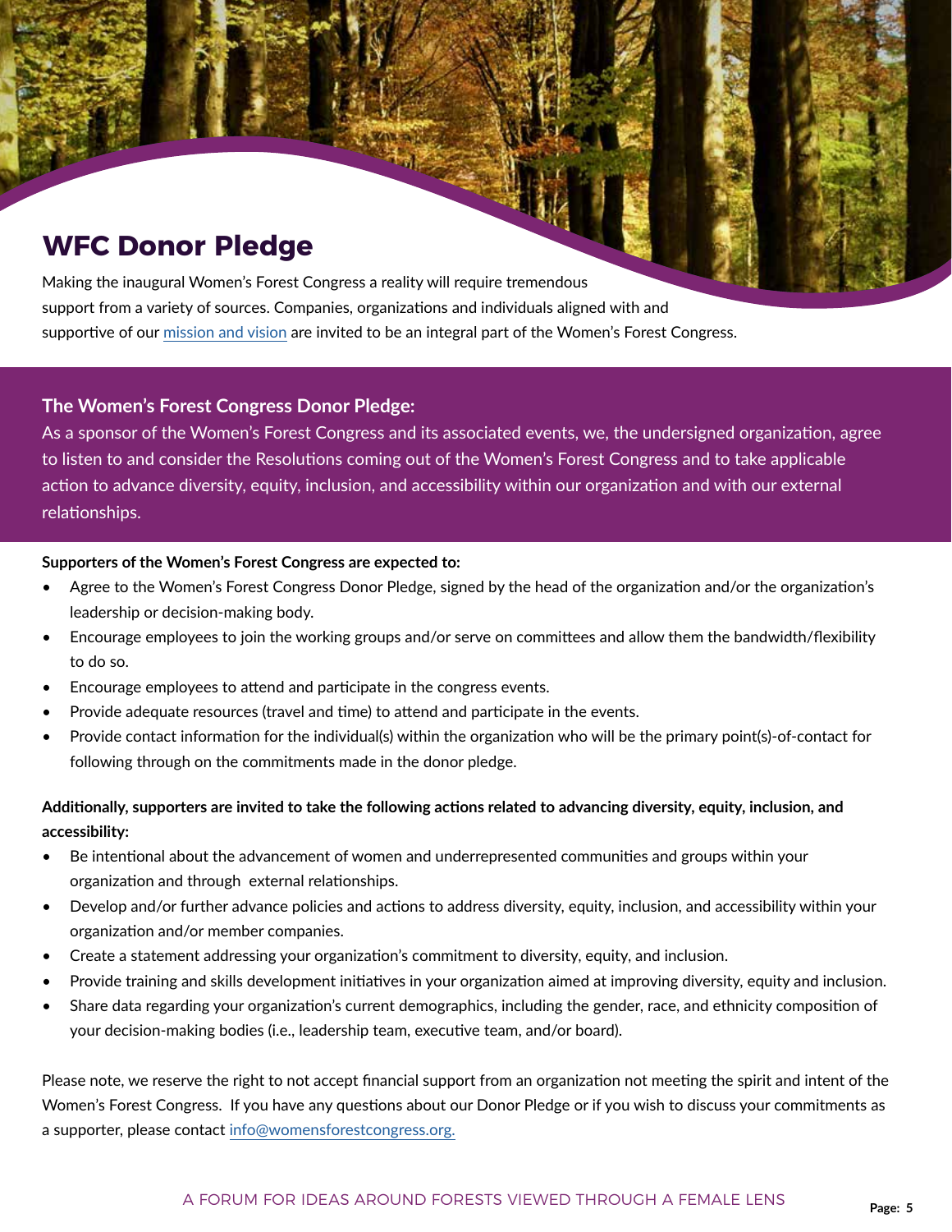# WFC Donor Pledge

Making the inaugural Women's Forest Congress a reality will require tremendous support from a variety of sources. Companies, organizations and individuals aligned with and supportive of our mission and vision are invited to be an integral part of the Women's Forest Congress.

**The Women's Forest Congress Donor Pledge:**

As a sponsor of the Women's Forest Congress and its associated events, we, the undersigned organization, agree to listen to and consider the Resolutions coming out of the Women's Forest Congress and to take applicable action to advance diversity, equity, inclusion, and accessibility within our organization and with our external relationships.

**Supporters of the Women's Forest Congress are expected to:**

- Agree to the Women's Forest Congress Donor Pledge, signed by the head of the organization and/or the organization's leadership or decision-making body.
- Encourage employees to join the working groups and/or serve on committees and allow them the bandwidth/flexibility to do so.
- Encourage employees to attend and participate in the congress events.
- Provide adequate resources (travel and time) to attend and participate in the events.
- Provide contact information for the individual(s) within the organization who will be the primary point(s)-of-contact for following through on the commitments made in the donor pledge.

**Additionally, supporters are invited to take the following actions related to advancing diversity, equity, inclusion, and accessibility:**

- Be intentional about the advancement of women and underrepresented communities and groups within your organization and through external relationships.
- Develop and/or further advance policies and actions to address diversity, equity, inclusion, and accessibility within your organization and/or member companies.
- Create a statement addressing your organization's commitment to diversity, equity, and inclusion.
- Provide training and skills development initiatives in your organization aimed at improving diversity, equity and inclusion.
- Share data regarding your organization's current demographics, including the gender, race, and ethnicity composition of your decision-making bodies (i.e., leadership team, executive team, and/or board).

Please note, we reserve the right to not accept financial support from an organization not meeting the spirit and intent of the Women's Forest Congress. If you have any questions about our Donor Pledge or if you wish to discuss your commitments as a supporter, please contact info@womensforestcongress.org.